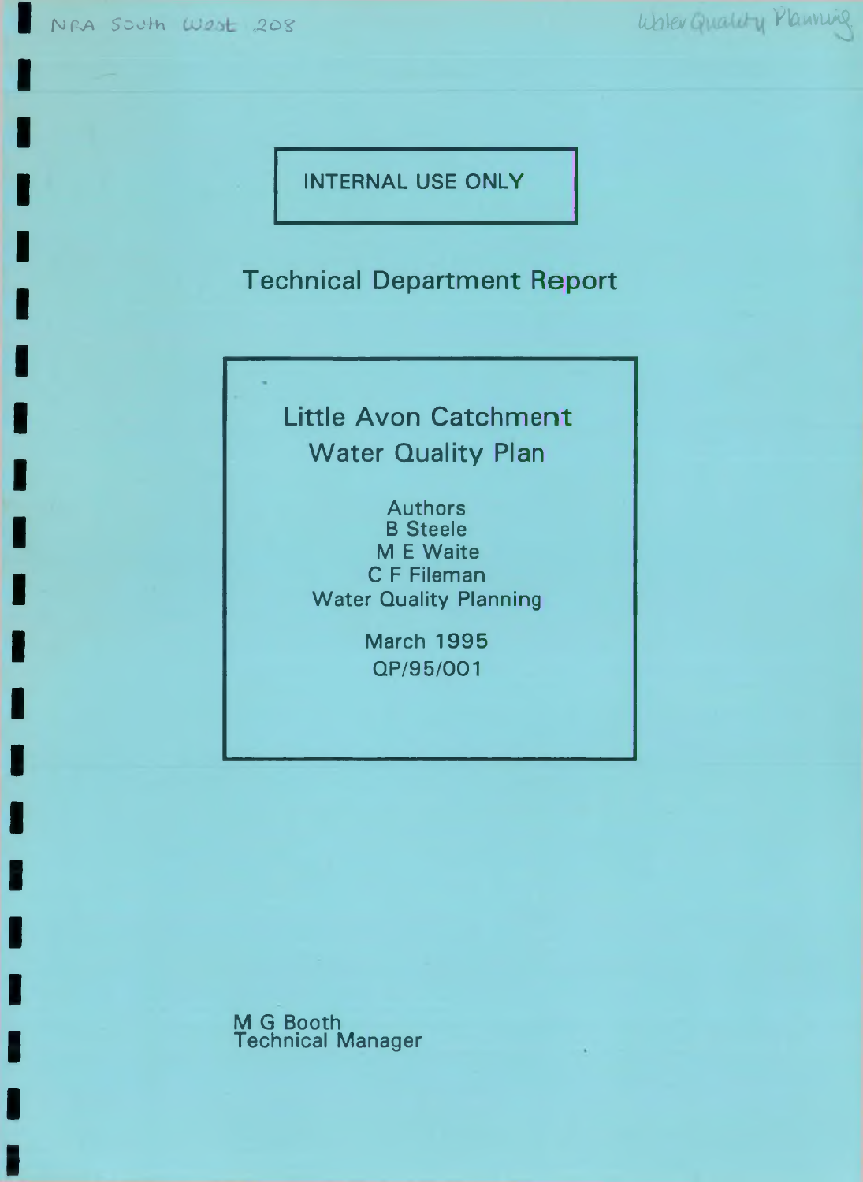NRA South West 208

Water Quality Planning

INTERNAL USE ONLY

Technical Department Report

# Little Avon Catchment Water Quality Plan

Authors
B Steele
M E Waite
C F Fileman
Water Quality Planning

March 1995
QP/95/001

M G Booth
Technical Manager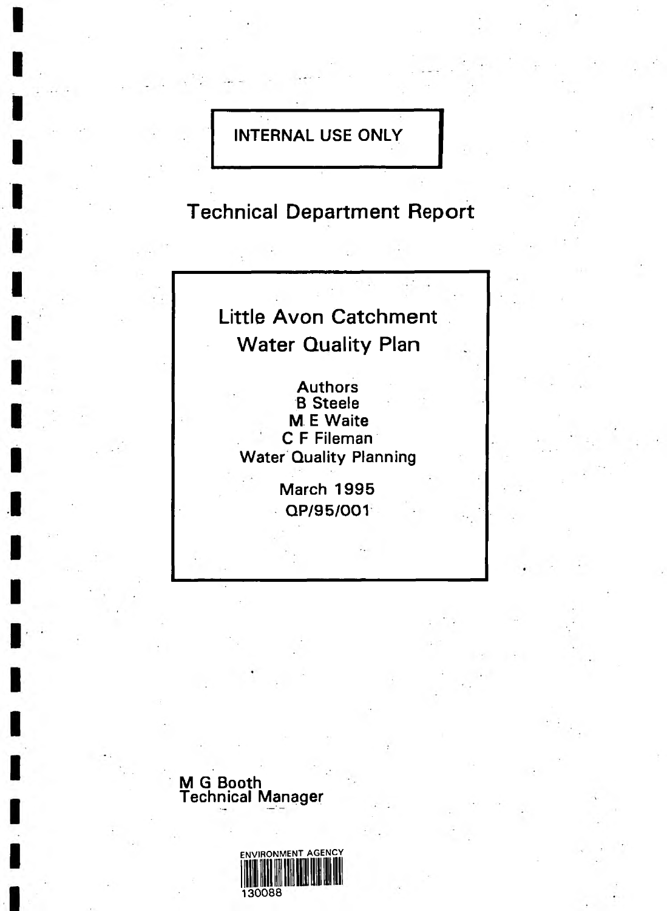INTERNAL USE ONLY

# Technical Department Report

## Little Avon Catchment Water Quality Plan

Authors
B Steele
M E Waite
C F Fileman
Water Quality Planning

March 1995
QP/95/001

M G Booth
Technical Manager

ENVIRONMENT AGENCY
130088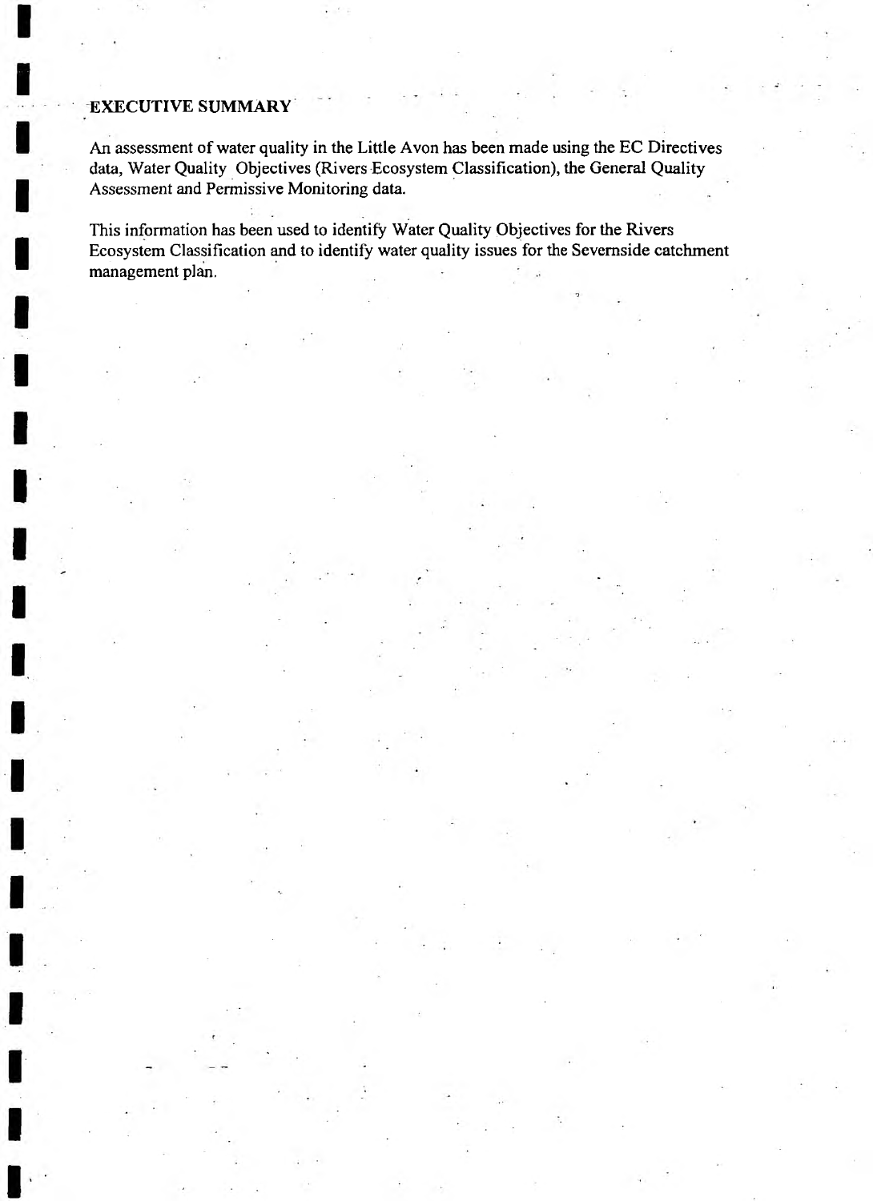## EXECUTIVE SUMMARY

An assessment of water quality in the Little Avon has been made using the EC Directives data, Water Quality Objectives (Rivers Ecosystem Classification), the General Quality Assessment and Permissive Monitoring data.

This information has been used to identify Water Quality Objectives for the Rivers Ecosystem Classification and to identify water quality issues for the Severnside catchment management plan.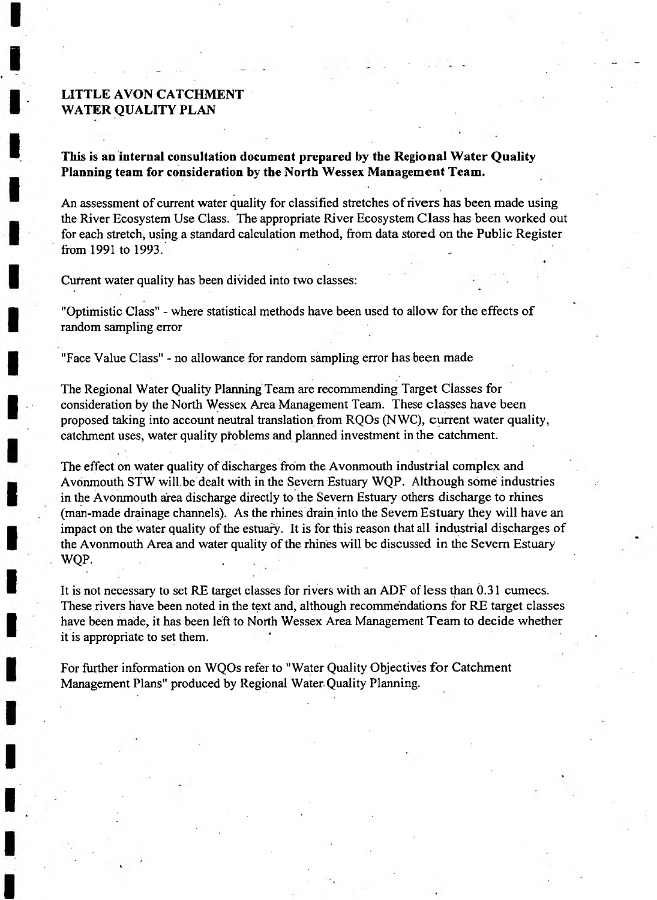# LITTLE AVON CATCHMENT WATER QUALITY PLAN

**This is an internal consultation document prepared by the Regional Water Quality Planning team for consideration by the North Wessex Management Team.**

An assessment of current water quality for classified stretches of rivers has been made using the River Ecosystem Use Class. The appropriate River Ecosystem Class has been worked out for each stretch, using a standard calculation method, from data stored on the Public Register from 1991 to 1993.

Current water quality has been divided into two classes:

"Optimistic Class" - where statistical methods have been used to allow for the effects of random sampling error

"Face Value Class" - no allowance for random sampling error has been made

The Regional Water Quality Planning Team are recommending Target Classes for consideration by the North Wessex Area Management Team. These classes have been proposed taking into account neutral translation from RQOs (NWC), current water quality, catchment uses, water quality problems and planned investment in the catchment.

The effect on water quality of discharges from the Avonmouth industrial complex and Avonmouth STW will be dealt with in the Severn Estuary WQP. Although some industries in the Avonmouth area discharge directly to the Severn Estuary others discharge to rhines (man-made drainage channels). As the rhines drain into the Severn Estuary they will have an impact on the water quality of the estuary. It is for this reason that all industrial discharges of the Avonmouth Area and water quality of the rhines will be discussed in the Severn Estuary WQP.

It is not necessary to set RE target classes for rivers with an ADF of less than 0.31 cumecs. These rivers have been noted in the text and, although recommendations for RE target classes have been made, it has been left to North Wessex Area Management Team to decide whether it is appropriate to set them.

For further information on WQOs refer to "Water Quality Objectives for Catchment Management Plans" produced by Regional Water Quality Planning.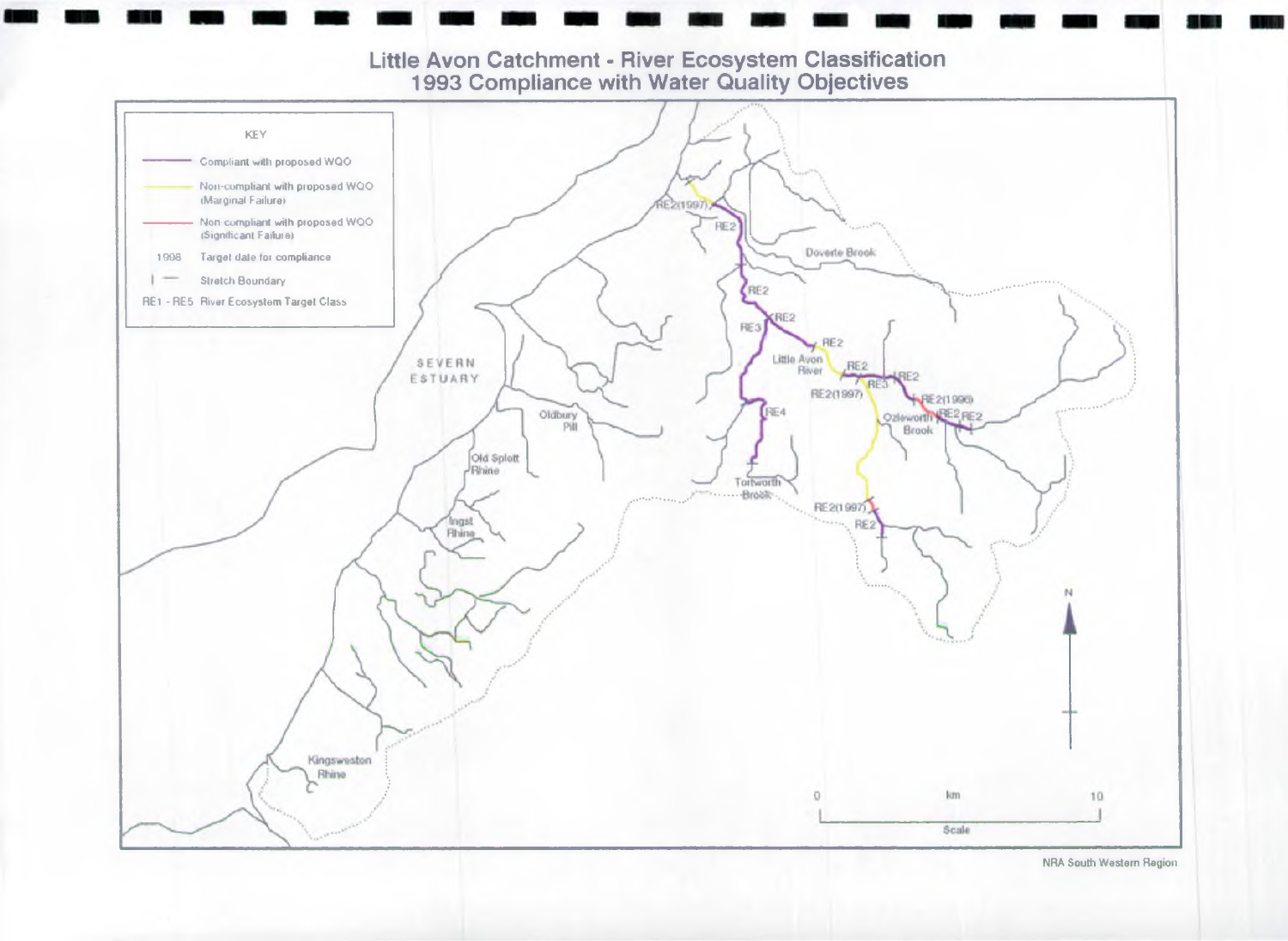# Little Avon Catchment - River Ecosystem Classification
## 1993 Compliance with Water Quality Objectives

KEY

- Compliant with proposed WQO
- Non-compliant with proposed WQO (Marginal Failure)
- Non compliant with proposed WQO (Significant Failure)
- 1998 Target date for compliance
- Stretch Boundary
- RE1 - RE5 River Ecosystem Target Class

RE2(1997) RE2 Doverte Brook RE2 RE3 RE2 RE2 Little Avon River RE2 RE3 RE2 RE2(1997) RE2(1996) RE2 RE2 Ozleworth Brook RE4 Tortworth Brook RE2(1997) RE2

SEVERN ESTUARY

Oldbury Pill

Old Splott Rhine

Ingst Rhine

Kingsweston Rhine

N

0 km 10

Scale

NRA South Western Region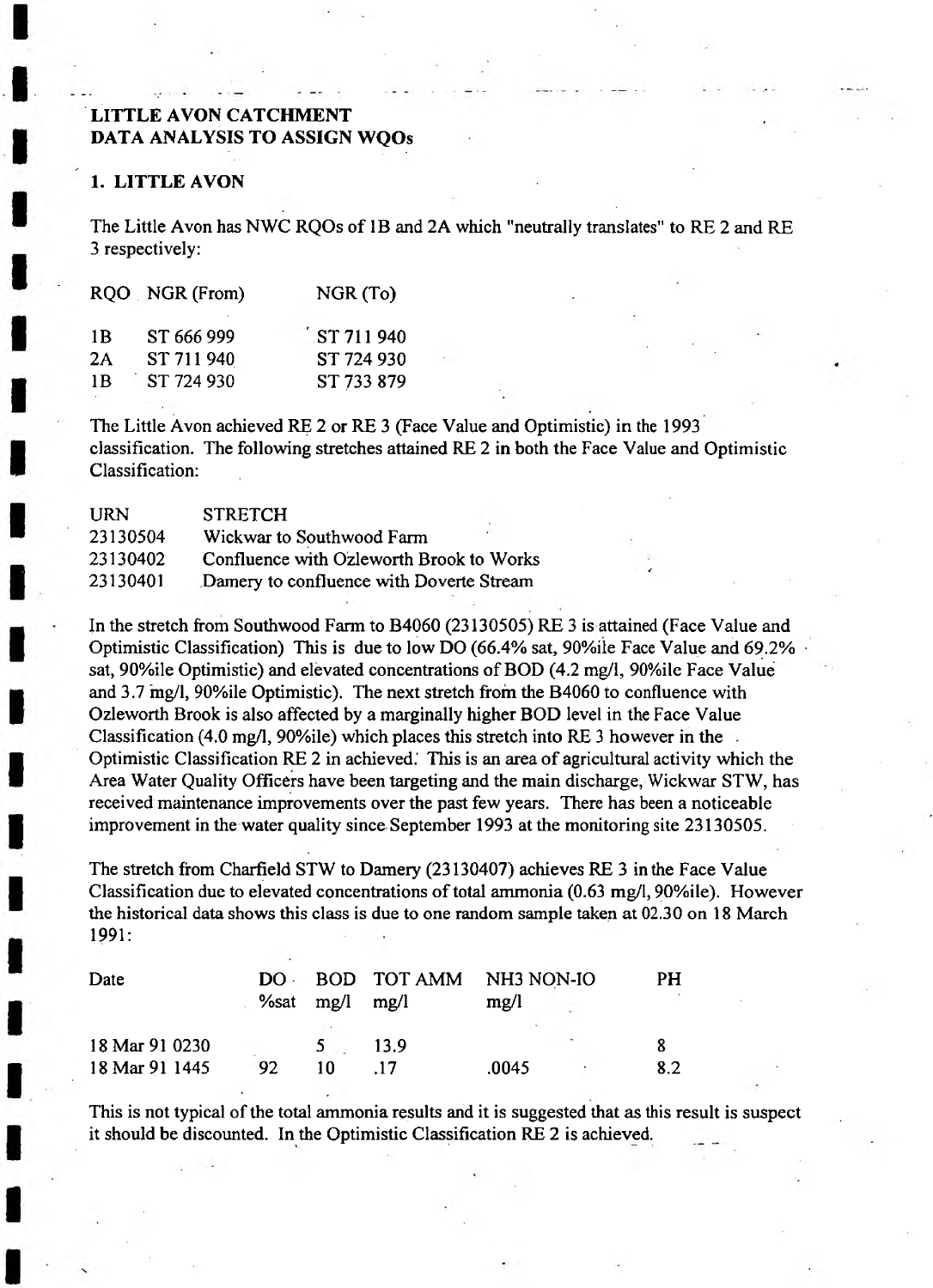# LITTLE AVON CATCHMENT
# DATA ANALYSIS TO ASSIGN WQOs

## 1. LITTLE AVON

The Little Avon has NWC RQOs of 1B and 2A which "neutrally translates" to RE 2 and RE 3 respectively:

| RQO | NGR (From) | NGR (To) |
|---|---|---|
| 1B | ST 666 999 | ST 711 940 |
| 2A | ST 711 940 | ST 724 930 |
| 1B | ST 724 930 | ST 733 879 |

The Little Avon achieved RE 2 or RE 3 (Face Value and Optimistic) in the 1993 classification. The following stretches attained RE 2 in both the Face Value and Optimistic Classification:

| URN | STRETCH |
|---|---|
| 23130504 | Wickwar to Southwood Farm |
| 23130402 | Confluence with Ozleworth Brook to Works |
| 23130401 | Damery to confluence with Doverte Stream |

In the stretch from Southwood Farm to B4060 (23130505) RE 3 is attained (Face Value and Optimistic Classification) This is due to low DO (66.4% sat, 90%ile Face Value and 69.2% sat, 90%ile Optimistic) and elevated concentrations of BOD (4.2 mg/l, 90%ile Face Value and 3.7 mg/l, 90%ile Optimistic). The next stretch from the B4060 to confluence with Ozleworth Brook is also affected by a marginally higher BOD level in the Face Value Classification (4.0 mg/l, 90%ile) which places this stretch into RE 3 however in the Optimistic Classification RE 2 in achieved. This is an area of agricultural activity which the Area Water Quality Officers have been targeting and the main discharge, Wickwar STW, has received maintenance improvements over the past few years. There has been a noticeable improvement in the water quality since September 1993 at the monitoring site 23130505.

The stretch from Charfield STW to Damery (23130407) achieves RE 3 in the Face Value Classification due to elevated concentrations of total ammonia (0.63 mg/l, 90%ile). However the historical data shows this class is due to one random sample taken at 02.30 on 18 March 1991:

| Date | DO %sat | BOD mg/l | TOT AMM mg/l | NH3 NON-IO mg/l | PH |
|---|---|---|---|---|---|
| 18 Mar 91 0230 | | 5 | 13.9 | | 8 |
| 18 Mar 91 1445 | 92 | 10 | .17 | .0045 | 8.2 |

This is not typical of the total ammonia results and it is suggested that as this result is suspect it should be discounted. In the Optimistic Classification RE 2 is achieved.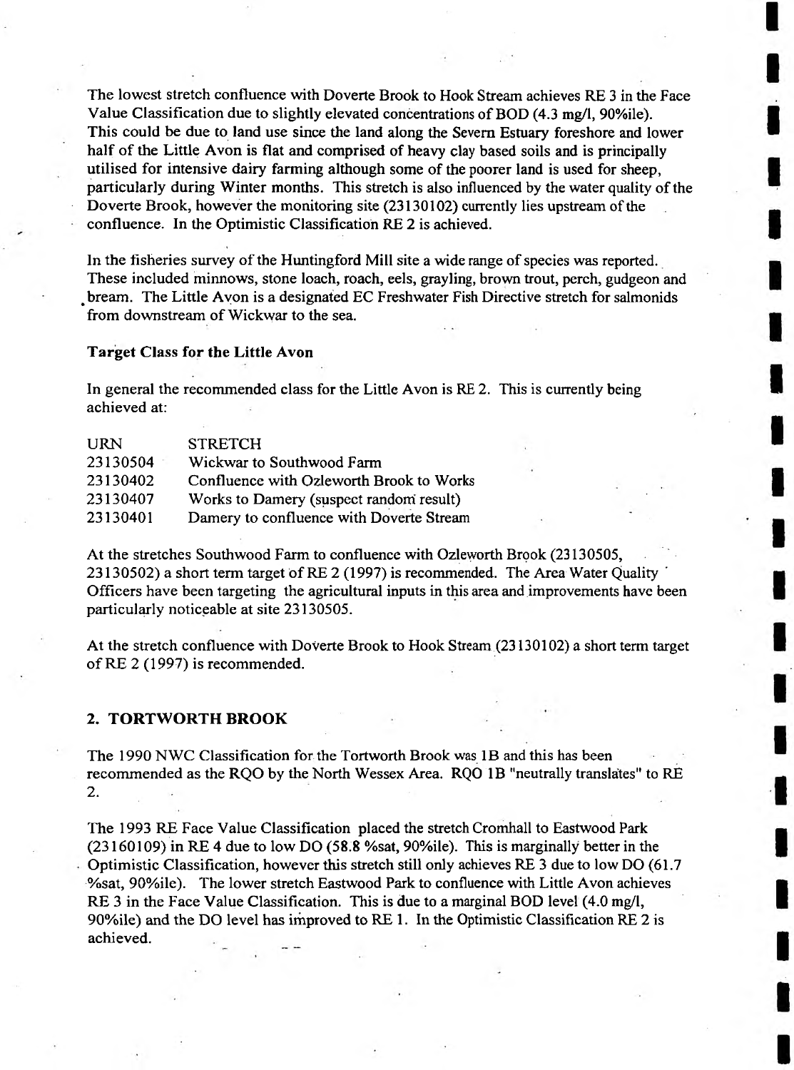The lowest stretch confluence with Doverte Brook to Hook Stream achieves RE 3 in the Face Value Classification due to slightly elevated concentrations of BOD (4.3 mg/l, 90%ile). This could be due to land use since the land along the Severn Estuary foreshore and lower half of the Little Avon is flat and comprised of heavy clay based soils and is principally utilised for intensive dairy farming although some of the poorer land is used for sheep, particularly during Winter months. This stretch is also influenced by the water quality of the Doverte Brook, however the monitoring site (23130102) currently lies upstream of the confluence. In the Optimistic Classification RE 2 is achieved.

In the fisheries survey of the Huntingford Mill site a wide range of species was reported. These included minnows, stone loach, roach, eels, grayling, brown trout, perch, gudgeon and bream. The Little Avon is a designated EC Freshwater Fish Directive stretch for salmonids from downstream of Wickwar to the sea.

**Target Class for the Little Avon**

In general the recommended class for the Little Avon is RE 2. This is currently being achieved at:

| URN | STRETCH |
|---|---|
| 23130504 | Wickwar to Southwood Farm |
| 23130402 | Confluence with Ozleworth Brook to Works |
| 23130407 | Works to Damery (suspect random result) |
| 23130401 | Damery to confluence with Doverte Stream |

At the stretches Southwood Farm to confluence with Ozleworth Brook (23130505, 23130502) a short term target of RE 2 (1997) is recommended. The Area Water Quality Officers have been targeting the agricultural inputs in this area and improvements have been particularly noticeable at site 23130505.

At the stretch confluence with Doverte Brook to Hook Stream (23130102) a short term target of RE 2 (1997) is recommended.

## 2. TORTWORTH BROOK

The 1990 NWC Classification for the Tortworth Brook was 1B and this has been recommended as the RQO by the North Wessex Area. RQO 1B "neutrally translates" to RE 2.

The 1993 RE Face Value Classification placed the stretch Cromhall to Eastwood Park (23160109) in RE 4 due to low DO (58.8 %sat, 90%ile). This is marginally better in the Optimistic Classification, however this stretch still only achieves RE 3 due to low DO (61.7 %sat, 90%ile). The lower stretch Eastwood Park to confluence with Little Avon achieves RE 3 in the Face Value Classification. This is due to a marginal BOD level (4.0 mg/l, 90%ile) and the DO level has improved to RE 1. In the Optimistic Classification RE 2 is achieved.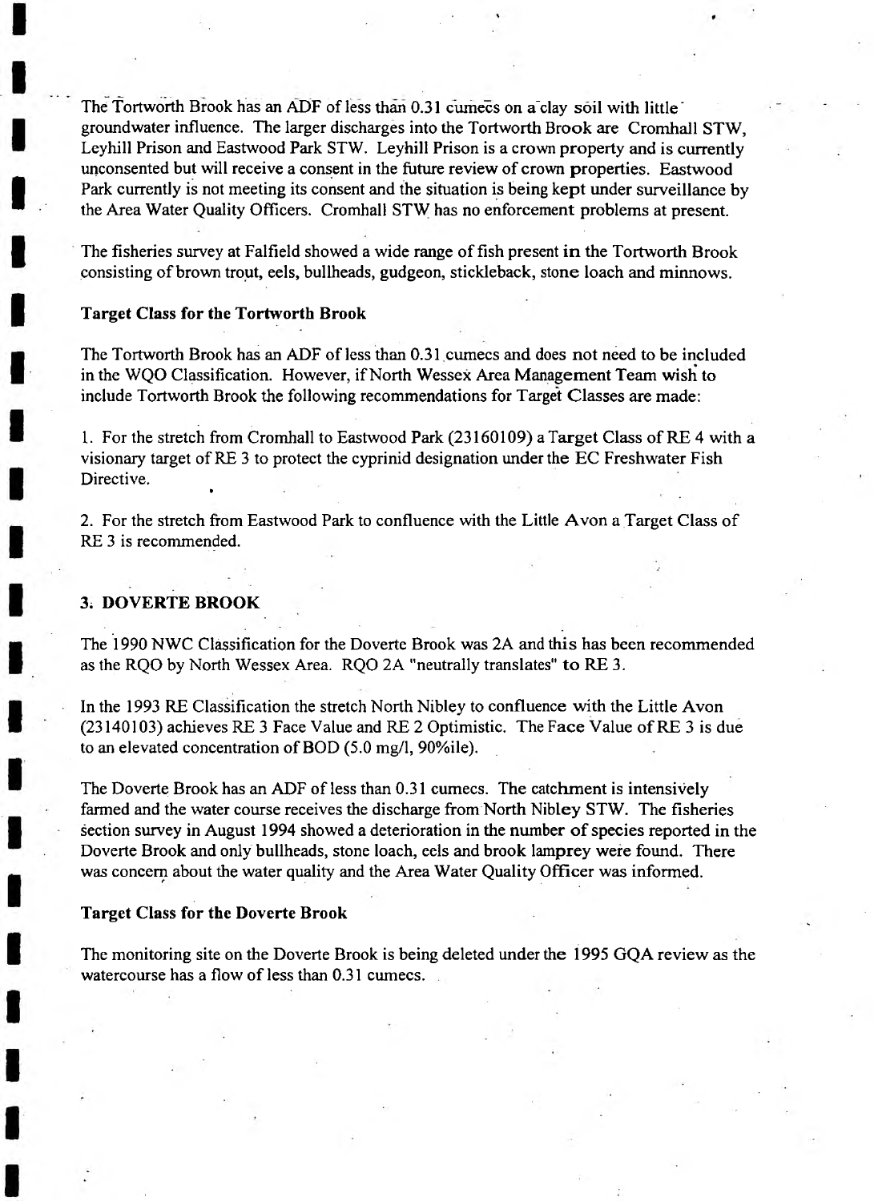The Tortworth Brook has an ADF of less than 0.31 cumecs on a clay soil with little groundwater influence. The larger discharges into the Tortworth Brook are Cromhall STW, Leyhill Prison and Eastwood Park STW. Leyhill Prison is a crown property and is currently unconsented but will receive a consent in the future review of crown properties. Eastwood Park currently is not meeting its consent and the situation is being kept under surveillance by the Area Water Quality Officers. Cromhall STW has no enforcement problems at present.

The fisheries survey at Falfield showed a wide range of fish present in the Tortworth Brook consisting of brown trout, eels, bullheads, gudgeon, stickleback, stone loach and minnows.

**Target Class for the Tortworth Brook**

The Tortworth Brook has an ADF of less than 0.31 cumecs and does not need to be included in the WQO Classification. However, if North Wessex Area Management Team wish to include Tortworth Brook the following recommendations for Target Classes are made:

1. For the stretch from Cromhall to Eastwood Park (23160109) a Target Class of RE 4 with a visionary target of RE 3 to protect the cyprinid designation under the EC Freshwater Fish Directive.

2. For the stretch from Eastwood Park to confluence with the Little Avon a Target Class of RE 3 is recommended.

### 3. DOVERTE BROOK

The 1990 NWC Classification for the Doverte Brook was 2A and this has been recommended as the RQO by North Wessex Area. RQO 2A "neutrally translates" to RE 3.

In the 1993 RE Classification the stretch North Nibley to confluence with the Little Avon (23140103) achieves RE 3 Face Value and RE 2 Optimistic. The Face Value of RE 3 is due to an elevated concentration of BOD (5.0 mg/l, 90%ile).

The Doverte Brook has an ADF of less than 0.31 cumecs. The catchment is intensively farmed and the water course receives the discharge from North Nibley STW. The fisheries section survey in August 1994 showed a deterioration in the number of species reported in the Doverte Brook and only bullheads, stone loach, eels and brook lamprey were found. There was concern about the water quality and the Area Water Quality Officer was informed.

**Target Class for the Doverte Brook**

The monitoring site on the Doverte Brook is being deleted under the 1995 GQA review as the watercourse has a flow of less than 0.31 cumecs.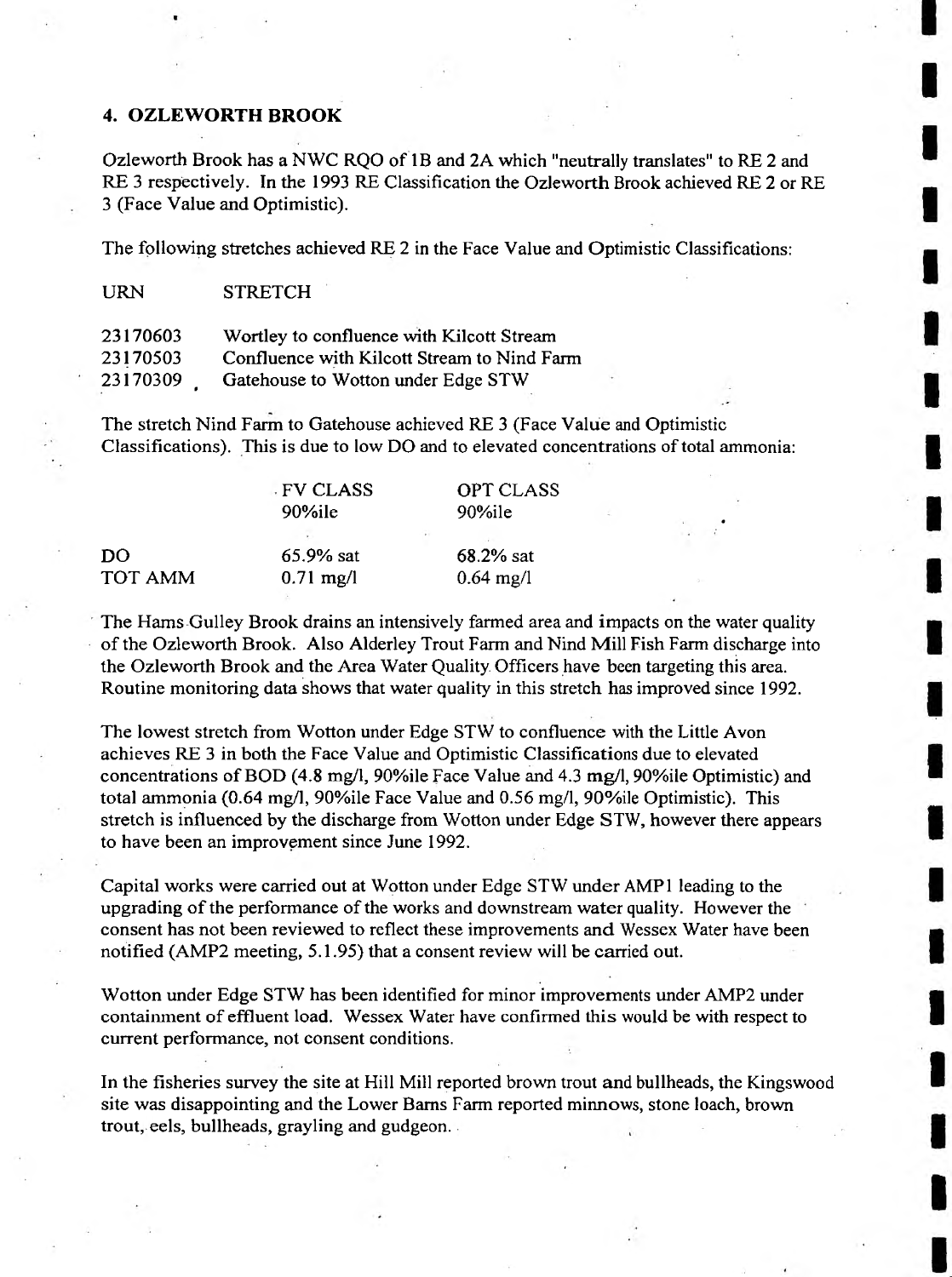## 4. OZLEWORTH BROOK

Ozleworth Brook has a NWC RQO of 1B and 2A which "neutrally translates" to RE 2 and RE 3 respectively. In the 1993 RE Classification the Ozleworth Brook achieved RE 2 or RE 3 (Face Value and Optimistic).

The following stretches achieved RE 2 in the Face Value and Optimistic Classifications:

| URN | STRETCH |
|---|---|
| 23170603 | Wortley to confluence with Kilcott Stream |
| 23170503 | Confluence with Kilcott Stream to Nind Farm |
| 23170309 | Gatehouse to Wotton under Edge STW |

The stretch Nind Farm to Gatehouse achieved RE 3 (Face Value and Optimistic Classifications). This is due to low DO and to elevated concentrations of total ammonia:

| | FV CLASS 90%ile | OPT CLASS 90%ile |
|---|---|---|
| DO | 65.9% sat | 68.2% sat |
| TOT AMM | 0.71 mg/l | 0.64 mg/l |

The Hams Gulley Brook drains an intensively farmed area and impacts on the water quality of the Ozleworth Brook. Also Alderley Trout Farm and Nind Mill Fish Farm discharge into the Ozleworth Brook and the Area Water Quality Officers have been targeting this area. Routine monitoring data shows that water quality in this stretch has improved since 1992.

The lowest stretch from Wotton under Edge STW to confluence with the Little Avon achieves RE 3 in both the Face Value and Optimistic Classifications due to elevated concentrations of BOD (4.8 mg/l, 90%ile Face Value and 4.3 mg/l, 90%ile Optimistic) and total ammonia (0.64 mg/l, 90%ile Face Value and 0.56 mg/l, 90%ile Optimistic). This stretch is influenced by the discharge from Wotton under Edge STW, however there appears to have been an improvement since June 1992.

Capital works were carried out at Wotton under Edge STW under AMP1 leading to the upgrading of the performance of the works and downstream water quality. However the consent has not been reviewed to reflect these improvements and Wessex Water have been notified (AMP2 meeting, 5.1.95) that a consent review will be carried out.

Wotton under Edge STW has been identified for minor improvements under AMP2 under containment of effluent load. Wessex Water have confirmed this would be with respect to current performance, not consent conditions.

In the fisheries survey the site at Hill Mill reported brown trout and bullheads, the Kingswood site was disappointing and the Lower Barns Farm reported minnows, stone loach, brown trout, eels, bullheads, grayling and gudgeon.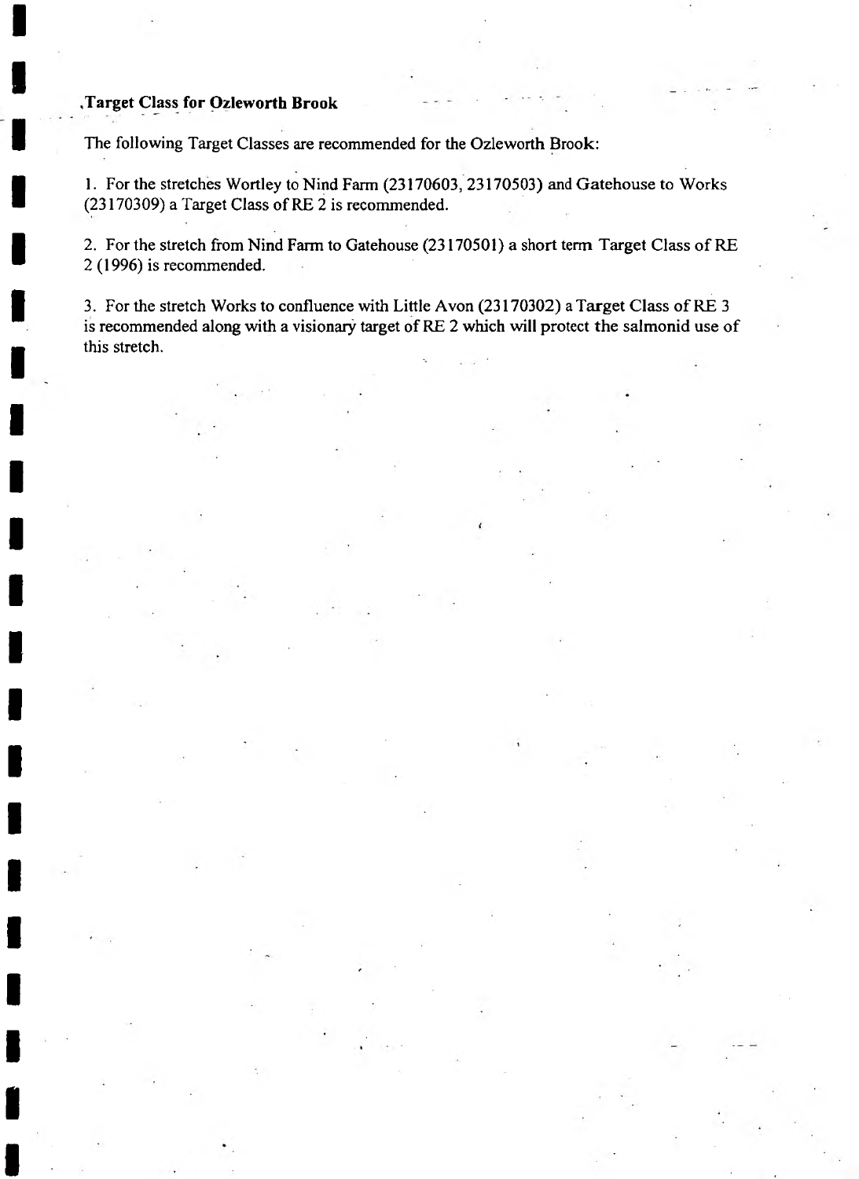## Target Class for Ozleworth Brook

The following Target Classes are recommended for the Ozleworth Brook:

1. For the stretches Wortley to Nind Farm (23170603, 23170503) and Gatehouse to Works (23170309) a Target Class of RE 2 is recommended.

2. For the stretch from Nind Farm to Gatehouse (23170501) a short term Target Class of RE 2 (1996) is recommended.

3. For the stretch Works to confluence with Little Avon (23170302) a Target Class of RE 3 is recommended along with a visionary target of RE 2 which will protect the salmonid use of this stretch.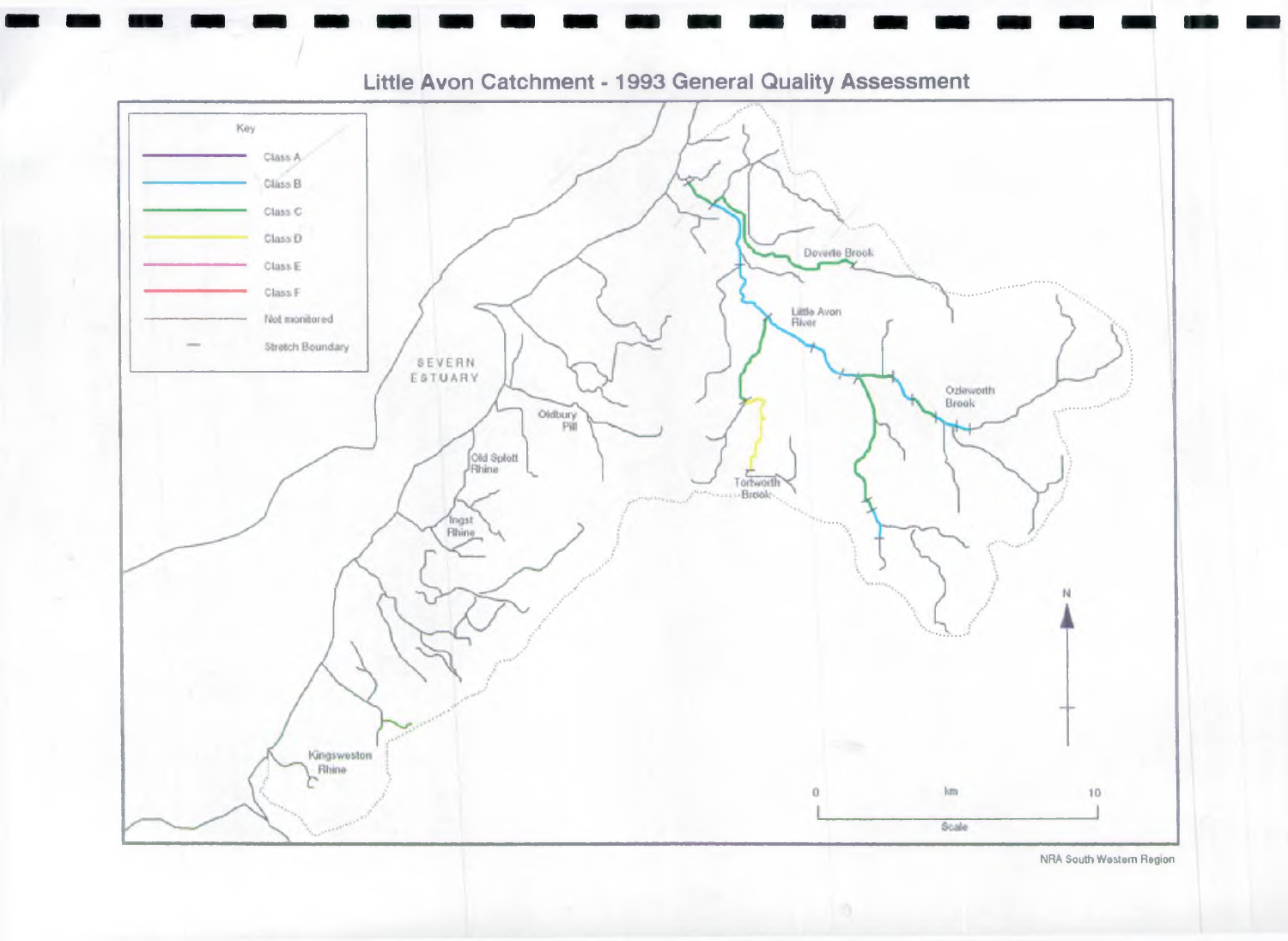# Little Avon Catchment - 1993 General Quality Assessment

Key

- Class A
- Class B
- Class C
- Class D
- Class E
- Class F
- Not monitored
- Stretch Boundary

SEVERN ESTUARY

Doverte Brook

Little Avon River

Ozleworth Brook

Oldbury Pill

Old Splott Rhine

Tortworth Brook

Ingst Rhine

Kingsweston Rhine

N

0 km 10

Scale

NRA South Western Region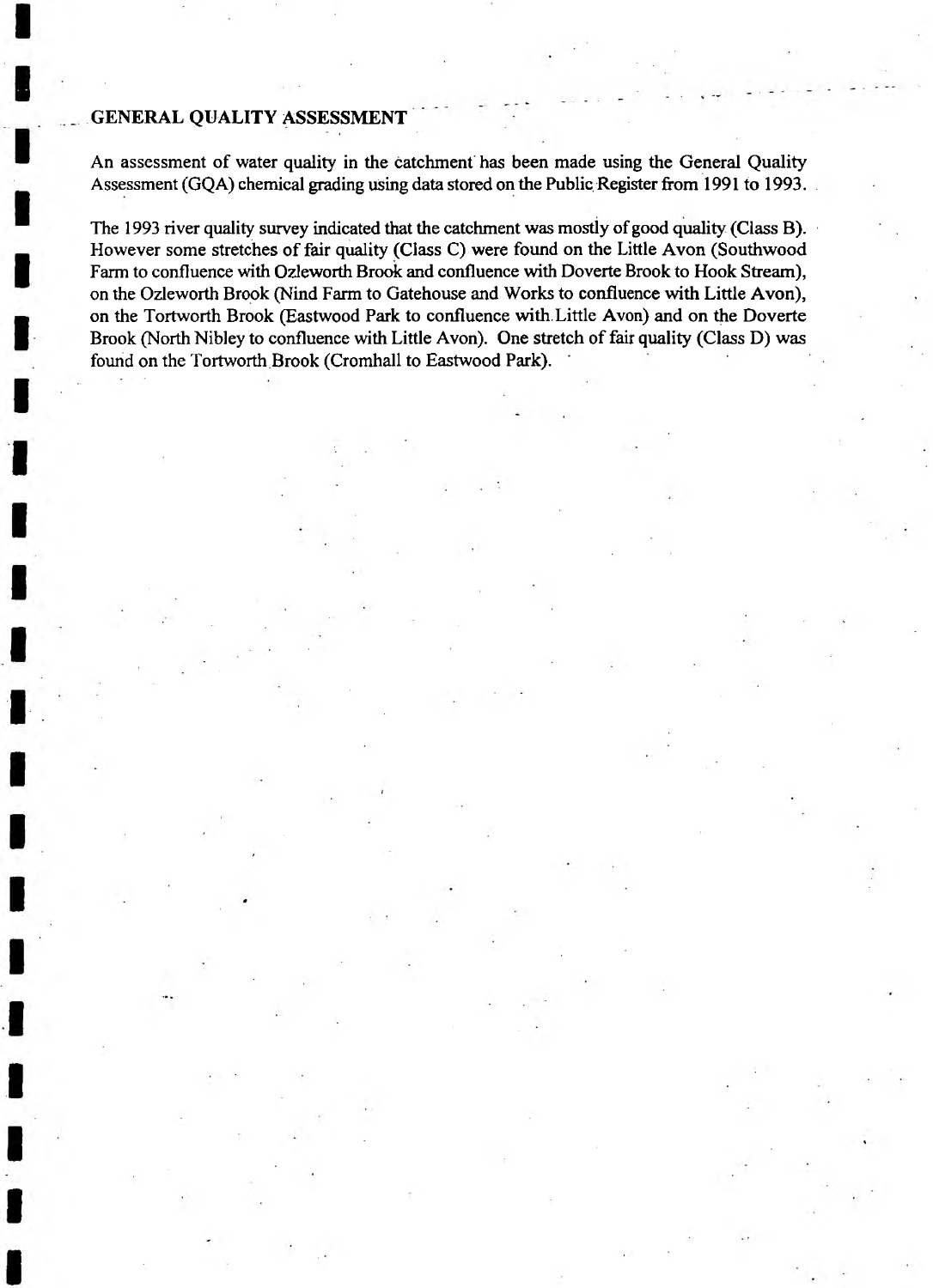## GENERAL QUALITY ASSESSMENT

An assessment of water quality in the catchment has been made using the General Quality Assessment (GQA) chemical grading using data stored on the Public Register from 1991 to 1993.

The 1993 river quality survey indicated that the catchment was mostly of good quality (Class B). However some stretches of fair quality (Class C) were found on the Little Avon (Southwood Farm to confluence with Ozleworth Brook and confluence with Doverte Brook to Hook Stream), on the Ozleworth Brook (Nind Farm to Gatehouse and Works to confluence with Little Avon), on the Tortworth Brook (Eastwood Park to confluence with Little Avon) and on the Doverte Brook (North Nibley to confluence with Little Avon). One stretch of fair quality (Class D) was found on the Tortworth Brook (Cromhall to Eastwood Park).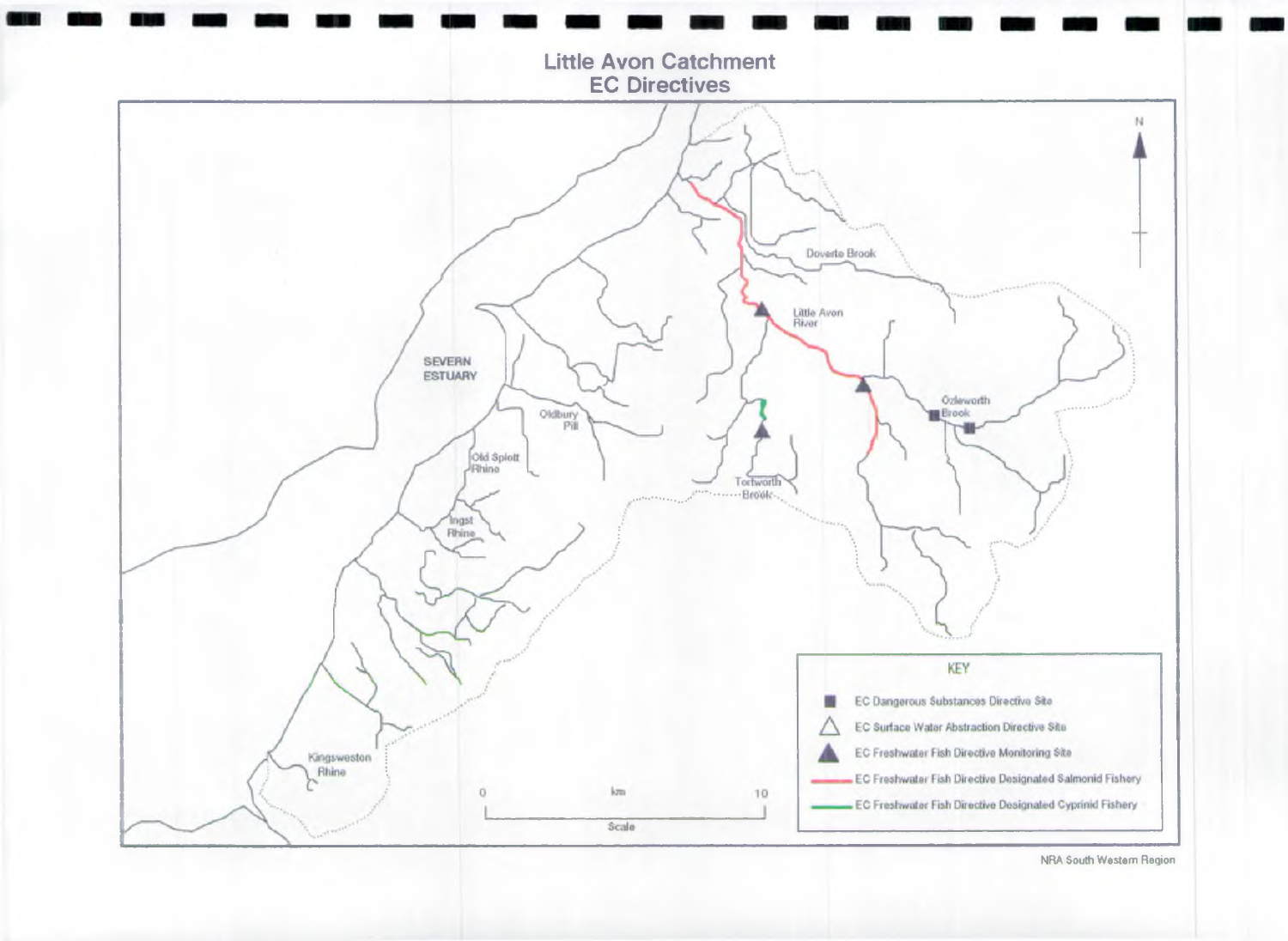# Little Avon Catchment
## EC Directives

N

Doverte Brook

Little Avon River

SEVERN ESTUARY

Ozleworth Brook

Oldbury Pill

Old Splott Rhine

Tortworth Brook

Ingst Rhine

Kingsweston Rhine

0 km 10

Scale

KEY

- EC Dangerous Substances Directive Site
- EC Surface Water Abstraction Directive Site
- EC Freshwater Fish Directive Monitoring Site
- EC Freshwater Fish Directive Designated Salmonid Fishery
- EC Freshwater Fish Directive Designated Cyprinid Fishery

NRA South Western Region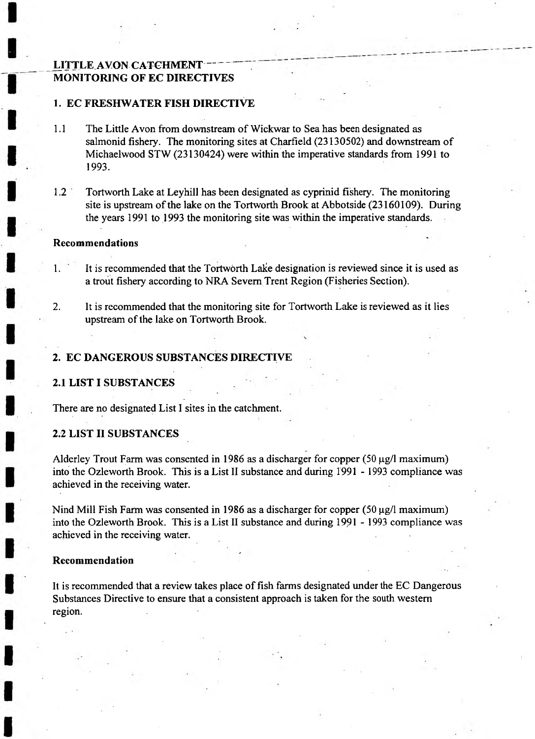# LITTLE AVON CATCHMENT
# MONITORING OF EC DIRECTIVES

## 1. EC FRESHWATER FISH DIRECTIVE

1.1 The Little Avon from downstream of Wickwar to Sea has been designated as salmonid fishery. The monitoring sites at Charfield (23130502) and downstream of Michaelwood STW (23130424) were within the imperative standards from 1991 to 1993.

1.2 Tortworth Lake at Leyhill has been designated as cyprinid fishery. The monitoring site is upstream of the lake on the Tortworth Brook at Abbotside (23160109). During the years 1991 to 1993 the monitoring site was within the imperative standards.

### Recommendations

1. It is recommended that the Tortworth Lake designation is reviewed since it is used as a trout fishery according to NRA Severn Trent Region (Fisheries Section).

2. It is recommended that the monitoring site for Tortworth Lake is reviewed as it lies upstream of the lake on Tortworth Brook.

## 2. EC DANGEROUS SUBSTANCES DIRECTIVE

### 2.1 LIST I SUBSTANCES

There are no designated List I sites in the catchment.

### 2.2 LIST II SUBSTANCES

Alderley Trout Farm was consented in 1986 as a discharger for copper (50 µg/l maximum) into the Ozleworth Brook. This is a List II substance and during 1991 - 1993 compliance was achieved in the receiving water.

Nind Mill Fish Farm was consented in 1986 as a discharger for copper (50 µg/l maximum) into the Ozleworth Brook. This is a List II substance and during 1991 - 1993 compliance was achieved in the receiving water.

### Recommendation

It is recommended that a review takes place of fish farms designated under the EC Dangerous Substances Directive to ensure that a consistent approach is taken for the south western region.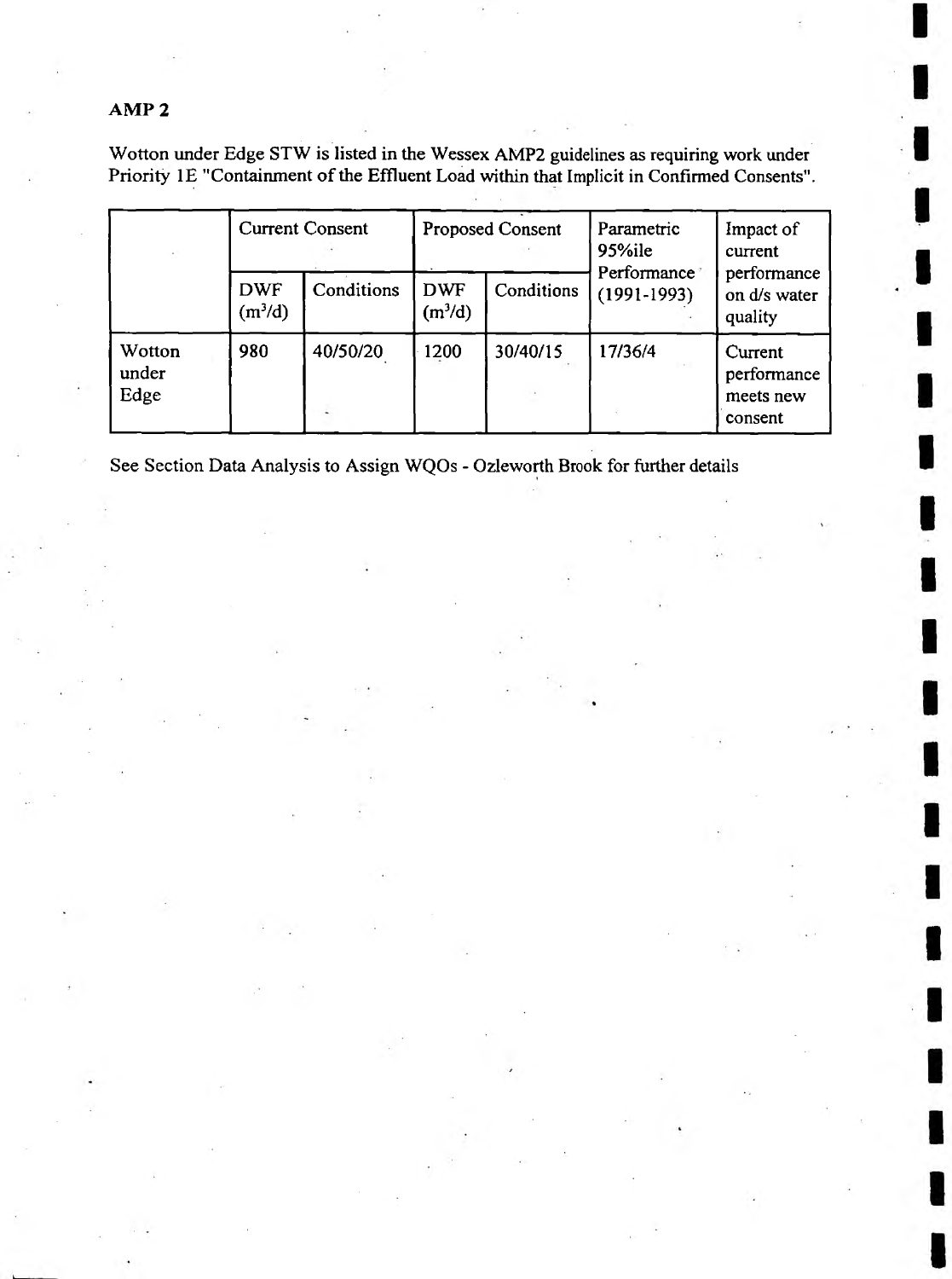## AMP 2

Wotton under Edge STW is listed in the Wessex AMP2 guidelines as requiring work under Priority 1E "Containment of the Effluent Load within that Implicit in Confirmed Consents".

| | Current Consent | | Proposed Consent | | Parametric 95%ile Performance (1991-1993) | Impact of current performance on d/s water quality |
|---|---|---|---|---|---|---|
| | DWF ($m^3/d$) | Conditions | DWF ($m^3/d$) | Conditions | | |
| Wotton under Edge | 980 | 40/50/20 | 1200 | 30/40/15 | 17/36/4 | Current performance meets new consent |

See Section Data Analysis to Assign WQOs - Ozleworth Brook for further details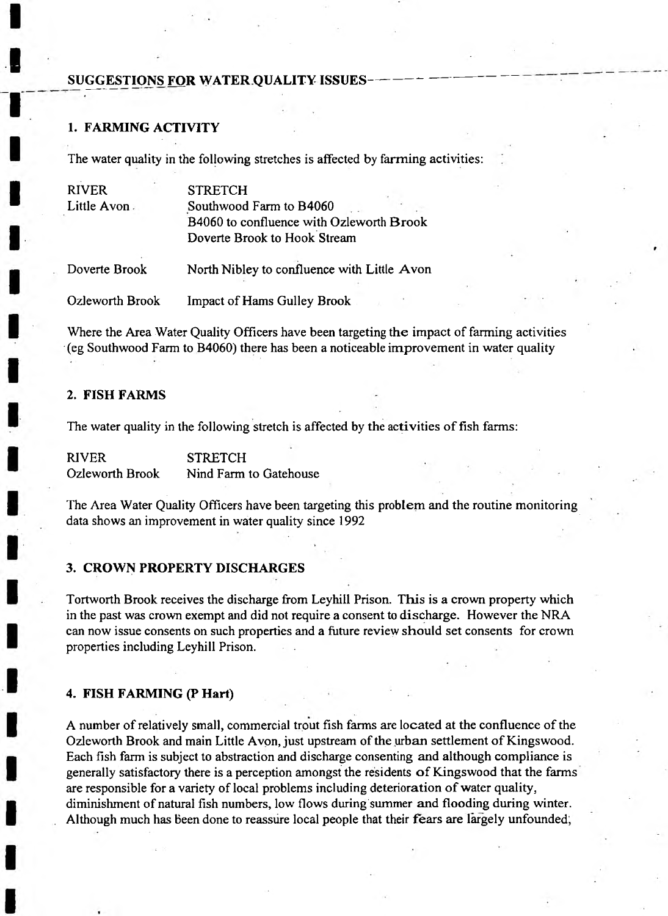## SUGGESTIONS FOR WATER QUALITY ISSUES

### 1. FARMING ACTIVITY

The water quality in the following stretches is affected by farming activities:

| RIVER | STRETCH |
|---|---|
| Little Avon | Southwood Farm to B4060 |
| | B4060 to confluence with Ozleworth Brook |
| | Doverte Brook to Hook Stream |
| Doverte Brook | North Nibley to confluence with Little Avon |
| Ozleworth Brook | Impact of Hams Gulley Brook |

Where the Area Water Quality Officers have been targeting the impact of farming activities (eg Southwood Farm to B4060) there has been a noticeable improvement in water quality

### 2. FISH FARMS

The water quality in the following stretch is affected by the activities of fish farms:

| RIVER | STRETCH |
|---|---|
| Ozleworth Brook | Nind Farm to Gatehouse |

The Area Water Quality Officers have been targeting this problem and the routine monitoring data shows an improvement in water quality since 1992

### 3. CROWN PROPERTY DISCHARGES

Tortworth Brook receives the discharge from Leyhill Prison. This is a crown property which in the past was crown exempt and did not require a consent to discharge. However the NRA can now issue consents on such properties and a future review should set consents for crown properties including Leyhill Prison.

### 4. FISH FARMING (P Hart)

A number of relatively small, commercial trout fish farms are located at the confluence of the Ozleworth Brook and main Little Avon, just upstream of the urban settlement of Kingswood. Each fish farm is subject to abstraction and discharge consenting and although compliance is generally satisfactory there is a perception amongst the residents of Kingswood that the farms are responsible for a variety of local problems including deterioration of water quality, diminishment of natural fish numbers, low flows during summer and flooding during winter. Although much has been done to reassure local people that their fears are largely unfounded,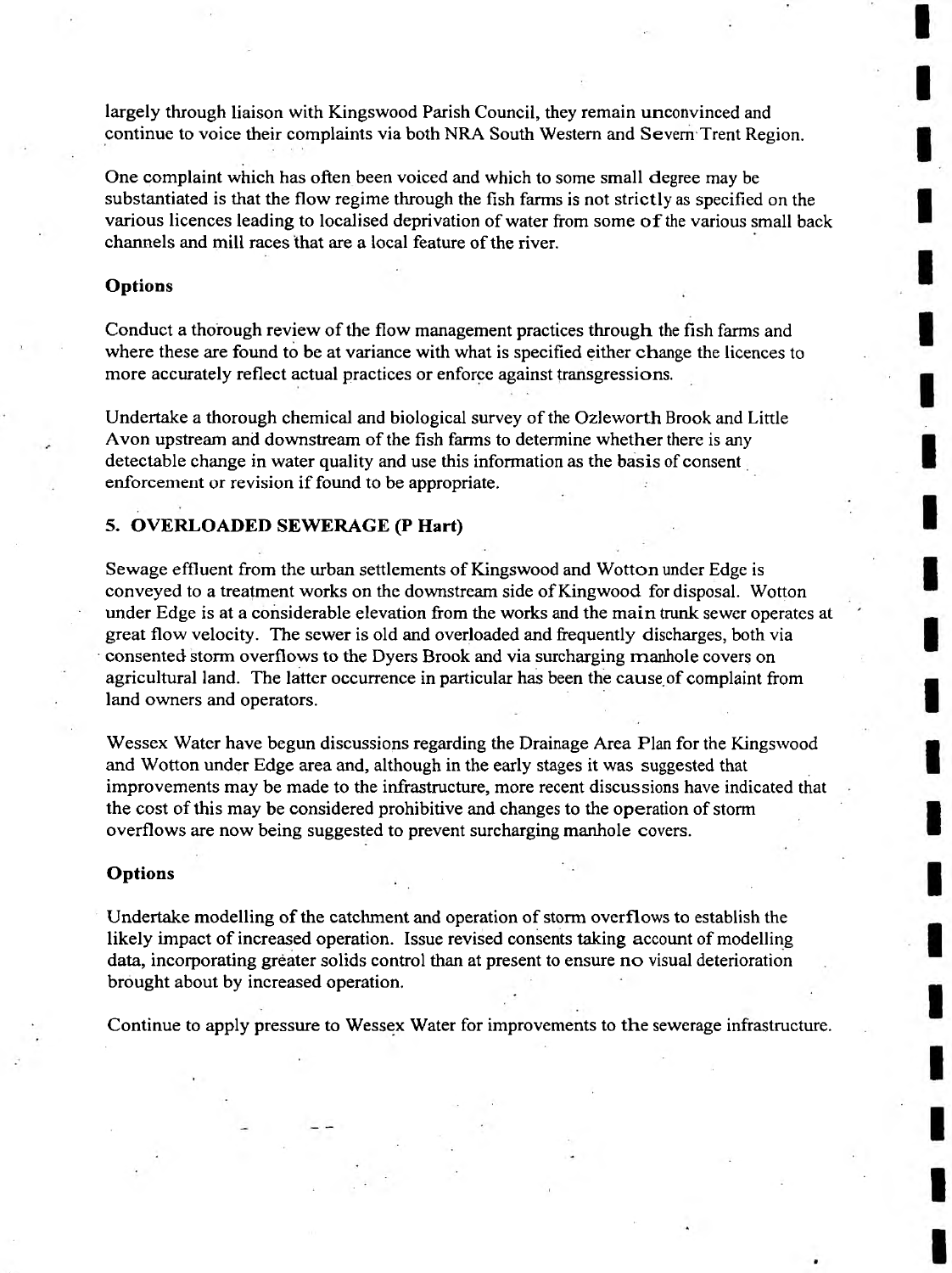largely through liaison with Kingswood Parish Council, they remain unconvinced and continue to voice their complaints via both NRA South Western and Severn Trent Region.

One complaint which has often been voiced and which to some small degree may be substantiated is that the flow regime through the fish farms is not strictly as specified on the various licences leading to localised deprivation of water from some of the various small back channels and mill races that are a local feature of the river.

**Options**

Conduct a thorough review of the flow management practices through the fish farms and where these are found to be at variance with what is specified either change the licences to more accurately reflect actual practices or enforce against transgressions.

Undertake a thorough chemical and biological survey of the Ozleworth Brook and Little Avon upstream and downstream of the fish farms to determine whether there is any detectable change in water quality and use this information as the basis of consent enforcement or revision if found to be appropriate.

## 5. OVERLOADED SEWERAGE (P Hart)

Sewage effluent from the urban settlements of Kingswood and Wotton under Edge is conveyed to a treatment works on the downstream side of Kingwood for disposal. Wotton under Edge is at a considerable elevation from the works and the main trunk sewer operates at great flow velocity. The sewer is old and overloaded and frequently discharges, both via consented storm overflows to the Dyers Brook and via surcharging manhole covers on agricultural land. The latter occurrence in particular has been the cause of complaint from land owners and operators.

Wessex Water have begun discussions regarding the Drainage Area Plan for the Kingswood and Wotton under Edge area and, although in the early stages it was suggested that improvements may be made to the infrastructure, more recent discussions have indicated that the cost of this may be considered prohibitive and changes to the operation of storm overflows are now being suggested to prevent surcharging manhole covers.

**Options**

Undertake modelling of the catchment and operation of storm overflows to establish the likely impact of increased operation. Issue revised consents taking account of modelling data, incorporating greater solids control than at present to ensure no visual deterioration brought about by increased operation.

Continue to apply pressure to Wessex Water for improvements to the sewerage infrastructure.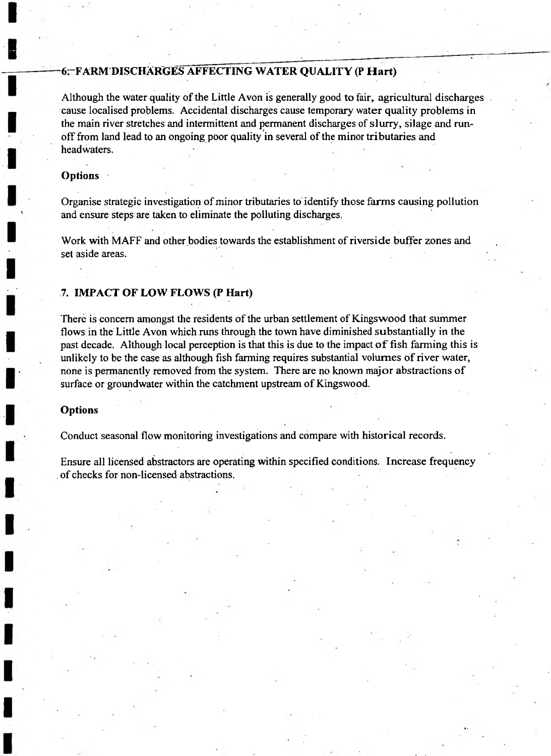## 6. FARM DISCHARGES AFFECTING WATER QUALITY (P Hart)

Although the water quality of the Little Avon is generally good to fair, agricultural discharges cause localised problems. Accidental discharges cause temporary water quality problems in the main river stretches and intermittent and permanent discharges of slurry, silage and run-off from land lead to an ongoing poor quality in several of the minor tributaries and headwaters.

### Options

Organise strategic investigation of minor tributaries to identify those farms causing pollution and ensure steps are taken to eliminate the polluting discharges.

Work with MAFF and other bodies towards the establishment of riverside buffer zones and set aside areas.

## 7. IMPACT OF LOW FLOWS (P Hart)

There is concern amongst the residents of the urban settlement of Kingswood that summer flows in the Little Avon which runs through the town have diminished substantially in the past decade. Although local perception is that this is due to the impact of fish farming this is unlikely to be the case as although fish farming requires substantial volumes of river water, none is permanently removed from the system. There are no known major abstractions of surface or groundwater within the catchment upstream of Kingswood.

### Options

Conduct seasonal flow monitoring investigations and compare with historical records.

Ensure all licensed abstractors are operating within specified conditions. Increase frequency of checks for non-licensed abstractions.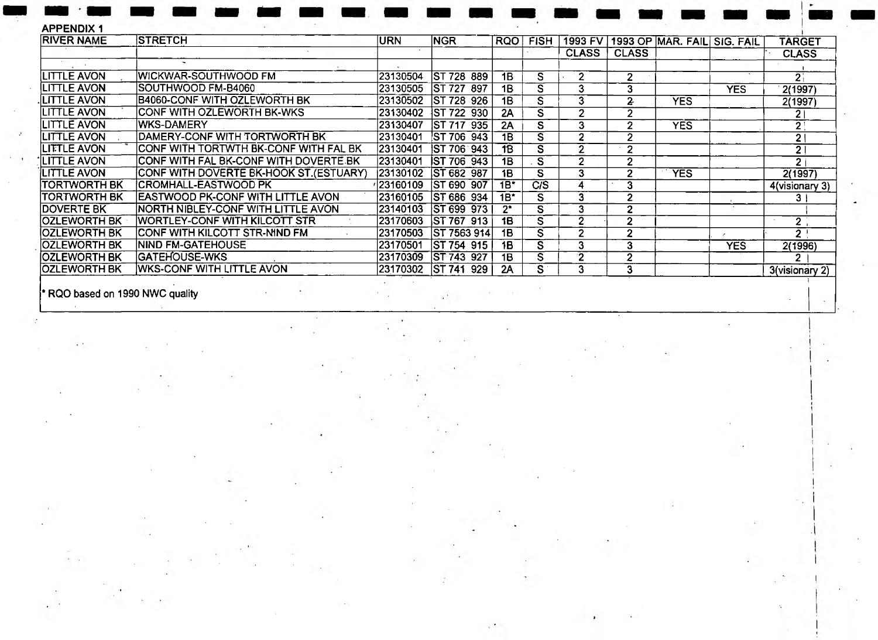APPENDIX 1

| RIVER NAME | STRETCH | URN | NGR | RQO | FISH | 1993 FV | 1993 OP | MAR. FAIL | SIG. FAIL | TARGET |
|---|---|---|---|---|---|---|---|---|---|---|
| | | | | | | CLASS | CLASS | | | CLASS |
| LITTLE AVON | WICKWAR-SOUTHWOOD FM | 23130504 | ST 728 889 | 1B | S | 2 | 2 | | | 2 |
| LITTLE AVON | SOUTHWOOD FM-B4060 | 23130505 | ST 727 897 | 1B | S | 3 | 3 | | YES | 2(1997) |
| LITTLE AVON | B4060-CONF WITH OZLEWORTH BK | 23130502 | ST 728 926 | 1B | S | 3 | 2 | YES | | 2(1997) |
| LITTLE AVON | CONF WITH OZLEWORTH BK-WKS | 23130402 | ST 722 930 | 2A | S | 2 | 2 | | | 2 |
| LITTLE AVON | WKS-DAMERY | 23130407 | ST 717 935 | 2A | S | 3 | 2 | YES | | 2 |
| LITTLE AVON | DAMERY-CONF WITH TORTWORTH BK | 23130401 | ST 706 943 | 1B | S | 2 | 2 | | | 2 |
| LITTLE AVON | CONF WITH TORTWTH BK-CONF WITH FAL BK | 23130401 | ST 706 943 | 1B | S | 2 | 2 | | | 2 |
| LITTLE AVON | CONF WITH FAL BK-CONF WITH DOVERTE BK | 23130401 | ST 706 943 | 1B | S | 2 | 2 | | | 2 |
| LITTLE AVON | CONF WITH DOVERTE BK-HOOK ST.(ESTUARY) | 23130102 | ST 682 987 | 1B | S | 3 | 2 | YES | | 2(1997) |
| TORTWORTH BK | CROMHALL-EASTWOOD PK | 23160109 | ST 690 907 | 1B* | C/S | 4 | 3 | | | 4(visionary 3) |
| TORTWORTH BK | EASTWOOD PK-CONF WITH LITTLE AVON | 23160105 | ST 686 934 | 1B* | S | 3 | 2 | | | 3 |
| DOVERTE BK | NORTH NIBLEY-CONF WITH LITTLE AVON | 23140103 | ST 699 973 | 2* | S | 3 | 2 | | | |
| OZLEWORTH BK | WORTLEY-CONF WITH KILCOTT STR | 23170603 | ST 767 913 | 1B | S | 2 | 2 | | | 2 |
| OZLEWORTH BK | CONF WITH KILCOTT STR-NIND FM | 23170503 | ST 7563 914 | 1B | S | 2 | 2 | | | 2 |
| OZLEWORTH BK | NIND FM-GATEHOUSE | 23170501 | ST 754 915 | 1B | S | 3 | 3 | | YES | 2(1996) |
| OZLEWORTH BK | GATEHOUSE-WKS | 23170309 | ST 743 927 | 1B | S | 2 | 2 | | | 2 |
| OZLEWORTH BK | WKS-CONF WITH LITTLE AVON | 23170302 | ST 741 929 | 2A | S | 3 | 3 | | | 3(visionary 2) |

* RQO based on 1990 NWC quality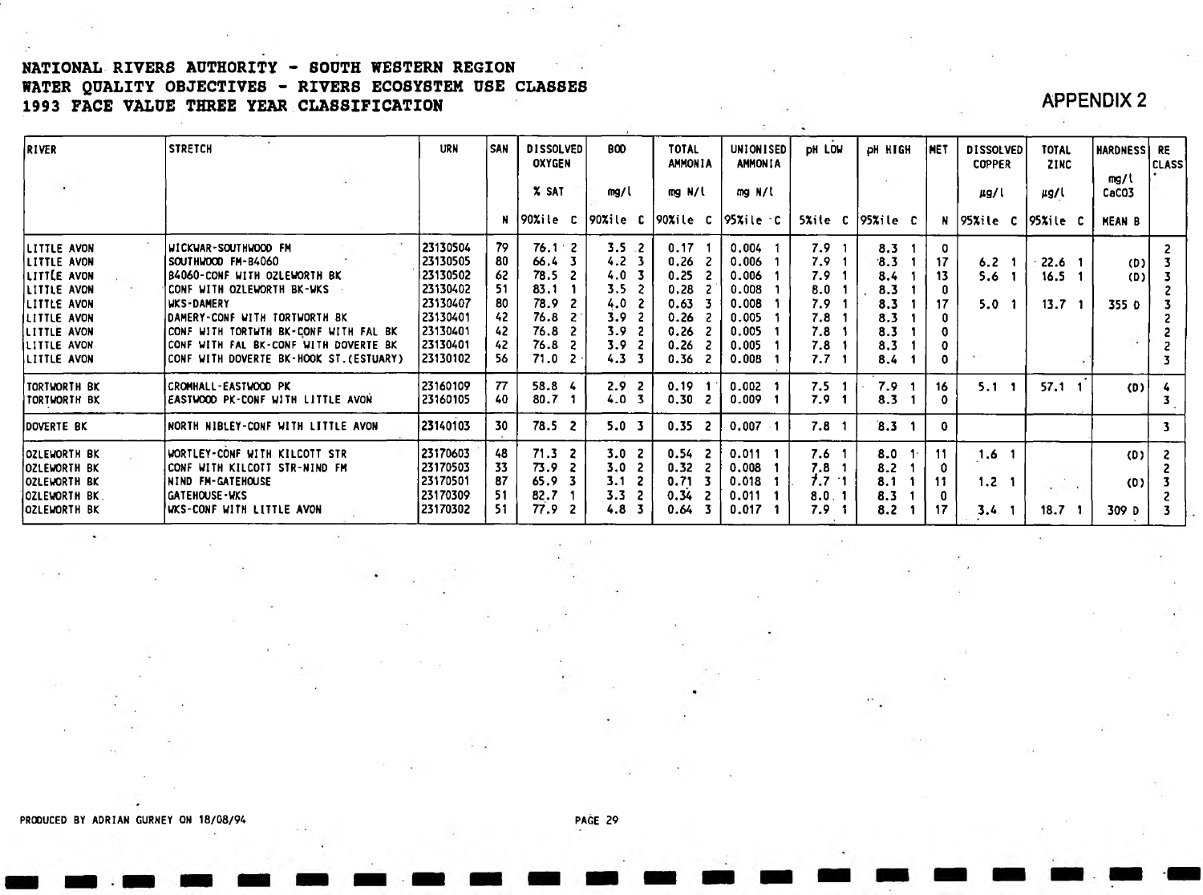**NATIONAL RIVERS AUTHORITY - SOUTH WESTERN REGION**
**WATER QUALITY OBJECTIVES - RIVERS ECOSYSTEM USE CLASSES**
**1993 FACE VALUE THREE YEAR CLASSIFICATION**

## APPENDIX 2

| RIVER | STRETCH | URN | SAN | DISSOLVED OXYGEN | | BOD | | TOTAL AMMONIA | | UNIONISED AMMONIA | | pH LOW | | pH HIGH | | MET | DISSOLVED COPPER | | TOTAL ZINC | | HARDNESS | RE CLASS |
|---|---|---|---|---|---|---|---|---|---|---|---|---|---|---|---|---|---|---|---|---|---|---|
| | | | | % SAT | | mg/l | | mg N/l | | mg N/l | | | | | | | µg/l | | µg/l | | mg/l CaCO3 | |
| | | | N | 90%ile | C | 90%ile | C | 90%ile | C | 95%ile | C | 5%ile | C | 95%ile | C | N | 95%ile | C | 95%ile | C | MEAN B | |
| LITTLE AVON | WICKWAR-SOUTHWOOD FM | 23130504 | 79 | 76.1 | 2 | 3.5 | 2 | 0.17 | 1 | 0.004 | 1 | 7.9 | 1 | 8.3 | 1 | 0 | | | | | | 2 |
| LITTLE AVON | SOUTHWOOD FM-B4060 | 23130505 | 80 | 66.4 | 3 | 4.2 | 3 | 0.26 | 2 | 0.006 | 1 | 7.9 | 1 | 8.3 | 1 | 17 | 6.2 | 1 | 22.6 | 1 | (D) | 3 |
| LITTLE AVON | B4060-CONF WITH OZLEWORTH BK | 23130502 | 62 | 78.5 | 2 | 4.0 | 3 | 0.25 | 2 | 0.006 | 1 | 7.9 | 1 | 8.4 | 1 | 13 | 5.6 | 1 | 16.5 | 1 | (D) | 3 |
| LITTLE AVON | CONF WITH OZLEWORTH BK-WKS | 23130402 | 51 | 83.1 | 1 | 3.5 | 2 | 0.28 | 2 | 0.008 | 1 | 8.0 | 1 | 8.3 | 1 | 0 | | | | | | 2 |
| LITTLE AVON | WKS-DAMERY | 23130407 | 80 | 78.9 | 2 | 4.0 | 2 | 0.63 | 3 | 0.008 | 1 | 7.9 | 1 | 8.3 | 1 | 17 | 5.0 | 1 | 13.7 | 1 | 355 D | 3 |
| LITTLE AVON | DAMERY-CONF WITH TORTWORTH BK | 23130401 | 42 | 76.8 | 2 | 3.9 | 2 | 0.26 | 2 | 0.005 | 1 | 7.8 | 1 | 8.3 | 1 | 0 | | | | | | 2 |
| LITTLE AVON | CONF WITH TORTWTH BK-CONF WITH FAL BK | 23130401 | 42 | 76.8 | 2 | 3.9 | 2 | 0.26 | 2 | 0.005 | 1 | 7.8 | 1 | 8.3 | 1 | 0 | | | | | | 2 |
| LITTLE AVON | CONF WITH FAL BK-CONF WITH DOVERTE BK | 23130401 | 42 | 76.8 | 2 | 3.9 | 2 | 0.26 | 2 | 0.005 | 1 | 7.8 | 1 | 8.3 | 1 | 0 | | | | | | 2 |
| LITTLE AVON | CONF WITH DOVERTE BK-HOOK ST.(ESTUARY) | 23130102 | 56 | 71.0 | 2 | 4.3 | 3 | 0.36 | 2 | 0.008 | 1 | 7.7 | 1 | 8.4 | 1 | 0 | | | | | | 3 |
| TORTWORTH BK | CROMHALL-EASTWOOD PK | 23160109 | 77 | 58.8 | 4 | 2.9 | 2 | 0.19 | 1 | 0.002 | 1 | 7.5 | 1 | 7.9 | 1 | 16 | 5.1 | 1 | 57.1 | 1 | (D) | 4 |
| TORTWORTH BK | EASTWOOD PK-CONF WITH LITTLE AVON | 23160105 | 40 | 80.7 | 1 | 4.0 | 3 | 0.30 | 2 | 0.009 | 1 | 7.9 | 1 | 8.3 | 1 | 0 | | | | | | 3 |
| DOVERTE BK | NORTH NIBLEY-CONF WITH LITTLE AVON | 23140103 | 30 | 78.5 | 2 | 5.0 | 3 | 0.35 | 2 | 0.007 | 1 | 7.8 | 1 | 8.3 | 1 | 0 | | | | | | 3 |
| OZLEWORTH BK | WORTLEY-CONF WITH KILCOTT STR | 23170603 | 48 | 71.3 | 2 | 3.0 | 2 | 0.54 | 2 | 0.011 | 1 | 7.6 | 1 | 8.0 | 1 | 11 | 1.6 | 1 | | | (D) | 2 |
| OZLEWORTH BK | CONF WITH KILCOTT STR-NIND FM | 23170503 | 33 | 73.9 | 2 | 3.0 | 2 | 0.32 | 2 | 0.008 | 1 | 7.8 | 1 | 8.2 | 1 | 0 | | | | | | 2 |
| OZLEWORTH BK | NIND FM-GATEHOUSE | 23170501 | 87 | 65.9 | 3 | 3.1 | 2 | 0.71 | 3 | 0.018 | 1 | 7.7 | 1 | 8.1 | 1 | 11 | 1.2 | 1 | | | (D) | 3 |
| OZLEWORTH BK | GATEHOUSE-WKS | 23170309 | 51 | 82.7 | 1 | 3.3 | 2 | 0.34 | 2 | 0.011 | 1 | 8.0 | 1 | 8.3 | 1 | 0 | | | | | | 2 |
| OZLEWORTH BK | WKS-CONF WITH LITTLE AVON | 23170302 | 51 | 77.9 | 2 | 4.8 | 3 | 0.64 | 3 | 0.017 | 1 | 7.9 | 1 | 8.2 | 1 | 17 | 3.4 | 1 | 18.7 | 1 | 309 D | 3 |

PRODUCED BY ADRIAN GURNEY ON 18/08/94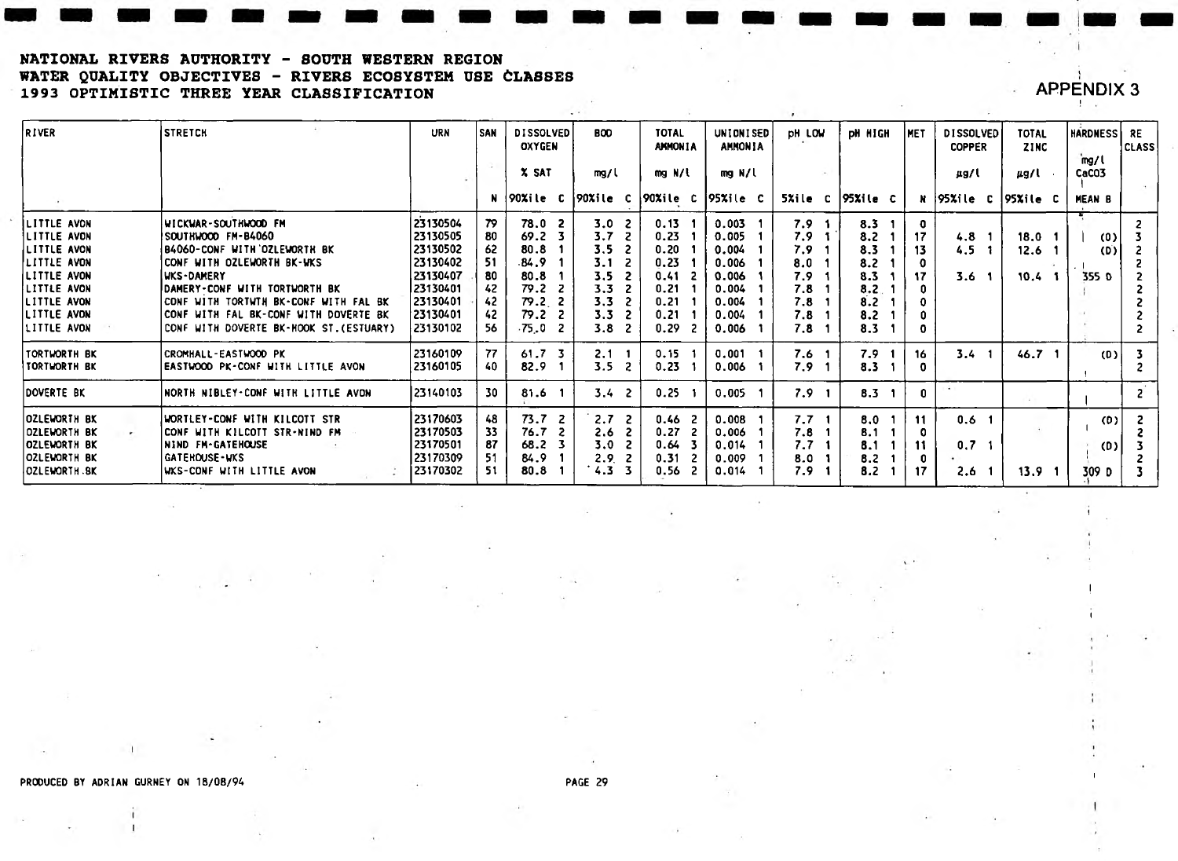**NATIONAL RIVERS AUTHORITY - SOUTH WESTERN REGION**
**WATER QUALITY OBJECTIVES - RIVERS ECOSYSTEM USE CLASSES**
**1993 OPTIMISTIC THREE YEAR CLASSIFICATION**

APPENDIX 3

| RIVER | STRETCH | URN | SAN | DISSOLVED OXYGEN % SAT | | BOD mg/l | | TOTAL AMMONIA mg N/l | | UNIONISED AMMONIA mg N/l | | pH LOW | | pH HIGH | | MET | DISSOLVED COPPER µg/l | | TOTAL ZINC µg/l | | HARDNESS mg/l CaCO3 | RE CLASS |
|---|---|---|---|---|---|---|---|---|---|---|---|---|---|---|---|---|---|---|---|---|---|---|
| | | | N | 90%ile | C | 90%ile | C | 90%ile | C | 95%ile | C | 5%ile | C | 95%ile | C | N | 95%ile | C | 95%ile | C | MEAN B | |
| LITTLE AVON | WICKWAR-SOUTHWOOD FM | 23130504 | 79 | 78.0 | 2 | 3.0 | 2 | 0.13 | 1 | 0.003 | 1 | 7.9 | 1 | 8.3 | 1 | 0 | | | | | | 2 |
| LITTLE AVON | SOUTHWOOD FM-B4060 | 23130505 | 80 | 69.2 | 3 | 3.7 | 2 | 0.23 | 1 | 0.005 | 1 | 7.9 | 1 | 8.2 | 1 | 17 | 4.8 | 1 | 18.0 | 1 | (D) | 3 |
| LITTLE AVON | B4060-CONF WITH OZLEWORTH BK | 23130502 | 62 | 80.8 | 1 | 3.5 | 2 | 0.20 | 1 | 0.004 | 1 | 7.9 | 1 | 8.3 | 1 | 13 | 4.5 | 1 | 12.6 | 1 | (D) | 2 |
| LITTLE AVON | CONF WITH OZLEWORTH BK-WKS | 23130402 | 51 | 84.9 | 1 | 3.1 | 2 | 0.23 | 1 | 0.006 | 1 | 8.0 | 1 | 8.2 | 1 | 0 | | | | | | 2 |
| LITTLE AVON | WKS-DAMERY | 23130407 | 80 | 80.8 | 1 | 3.5 | 2 | 0.41 | 2 | 0.006 | 1 | 7.9 | 1 | 8.3 | 1 | 17 | 3.6 | 1 | 10.4 | 1 | 355 D | 2 |
| LITTLE AVON | DAMERY-CONF WITH TORTWORTH BK | 23130401 | 42 | 79.2 | 2 | 3.3 | 2 | 0.21 | 1 | 0.004 | 1 | 7.8 | 1 | 8.2 | 1 | 0 | | | | | | 2 |
| LITTLE AVON | CONF WITH TORTWTH BK-CONF WITH FAL BK | 23130401 | 42 | 79.2 | 2 | 3.3 | 2 | 0.21 | 1 | 0.004 | 1 | 7.8 | 1 | 8.2 | 1 | 0 | | | | | | 2 |
| LITTLE AVON | CONF WITH FAL BK-CONF WITH DOVERTE BK | 23130401 | 42 | 79.2 | 2 | 3.3 | 2 | 0.21 | 1 | 0.004 | 1 | 7.8 | 1 | 8.2 | 1 | 0 | | | | | | 2 |
| LITTLE AVON | CONF WITH DOVERTE BK-HOOK ST.(ESTUARY) | 23130102 | 56 | 75.0 | 2 | 3.8 | 2 | 0.29 | 2 | 0.006 | 1 | 7.8 | 1 | 8.3 | 1 | 0 | | | | | | 2 |
| TORTWORTH BK | CROMHALL-EASTWOOD PK | 23160109 | 77 | 61.7 | 3 | 2.1 | 1 | 0.15 | 1 | 0.001 | 1 | 7.6 | 1 | 7.9 | 1 | 16 | 3.4 | 1 | 46.7 | 1 | (D) | 3 |
| TORTWORTH BK | EASTWOOD PK-CONF WITH LITTLE AVON | 23160105 | 40 | 82.9 | 1 | 3.5 | 2 | 0.23 | 1 | 0.006 | 1 | 7.9 | 1 | 8.3 | 1 | 0 | | | | | | 2 |
| DOVERTE BK | NORTH NIBLEY-CONF WITH LITTLE AVON | 23140103 | 30 | 81.6 | 1 | 3.4 | 2 | 0.25 | 1 | 0.005 | 1 | 7.9 | 1 | 8.3 | 1 | 0 | | | | | | 2 |
| OZLEWORTH BK | WORTLEY-CONF WITH KILCOTT STR | 23170603 | 48 | 73.7 | 2 | 2.7 | 2 | 0.46 | 2 | 0.008 | 1 | 7.7 | 1 | 8.0 | 1 | 11 | 0.6 | 1 | | | (D) | 2 |
| OZLEWORTH BK | CONF WITH KILCOTT STR-NIND FM | 23170503 | 33 | 76.7 | 2 | 2.6 | 2 | 0.27 | 2 | 0.006 | 1 | 7.8 | 1 | 8.1 | 1 | 0 | | | | | | 2 |
| OZLEWORTH BK | NIND FM-GATEHOUSE | 23170501 | 87 | 68.2 | 3 | 3.0 | 2 | 0.64 | 3 | 0.014 | 1 | 7.7 | 1 | 8.1 | 1 | 11 | 0.7 | 1 | | | (D) | 3 |
| OZLEWORTH BK | GATEHOUSE-WKS | 23170309 | 51 | 84.9 | 1 | 2.9 | 2 | 0.31 | 2 | 0.009 | 1 | 8.0 | 1 | 8.2 | 1 | 0 | | | | | | 2 |
| OZLEWORTH BK | WKS-CONF WITH LITTLE AVON | 23170302 | 51 | 80.8 | 1 | 4.3 | 3 | 0.56 | 2 | 0.014 | 1 | 7.9 | 1 | 8.2 | 1 | 17 | 2.6 | 1 | 13.9 | 1 | 309 D | 3 |

PRODUCED BY ADRIAN GURNEY ON 18/08/94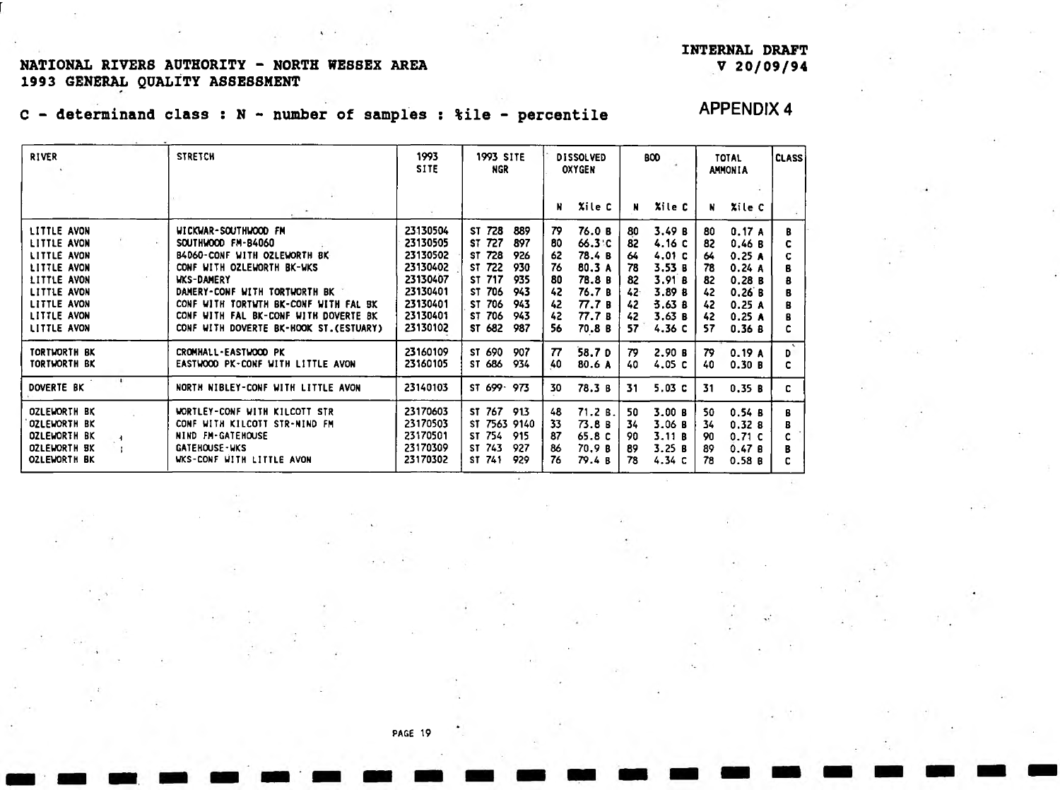**NATIONAL RIVERS AUTHORITY - NORTH WESSEX AREA**
**1993 GENERAL QUALITY ASSESSMENT**

**INTERNAL DRAFT**
**V 20/09/94**

**C - determinand class : N - number of samples : %ile - percentile**

## APPENDIX 4

| RIVER | STRETCH | 1993 SITE | 1993 SITE NGR | DISSOLVED OXYGEN | | BOD | | TOTAL AMMONIA | | CLASS |
|---|---|---|---|---|---|---|---|---|---|---|
| | | | | N | %ile C | N | %ile C | N | %ile C | |
| LITTLE AVON | WICKWAR-SOUTHWOOD FM | 23130504 | ST 728 889 | 79 | 76.0 B | 80 | 3.49 B | 80 | 0.17 A | B |
| LITTLE AVON | SOUTHWOOD FM-B4060 | 23130505 | ST 727 897 | 80 | 66.3 C | 82 | 4.16 C | 82 | 0.46 B | C |
| LITTLE AVON | B4060-CONF WITH OZLEWORTH BK | 23130502 | ST 728 926 | 62 | 78.4 B | 64 | 4.01 C | 64 | 0.25 A | C |
| LITTLE AVON | CONF WITH OZLEWORTH BK-WKS | 23130402 | ST 722 930 | 76 | 80.3 A | 78 | 3.53 B | 78 | 0.24 A | B |
| LITTLE AVON | WKS-DAMERY | 23130407 | ST 717 935 | 80 | 78.8 B | 82 | 3.91 B | 82 | 0.28 B | B |
| LITTLE AVON | DAMERY-CONF WITH TORTWORTH BK | 23130401 | ST 706 943 | 42 | 76.7 B | 42 | 3.89 B | 42 | 0.26 B | B |
| LITTLE AVON | CONF WITH TORTWTH BK-CONF WITH FAL BK | 23130401 | ST 706 943 | 42 | 77.7 B | 42 | 3.63 B | 42 | 0.25 A | B |
| LITTLE AVON | CONF WITH FAL BK-CONF WITH DOVERTE BK | 23130401 | ST 706 943 | 42 | 77.7 B | 42 | 3.63 B | 42 | 0.25 A | B |
| LITTLE AVON | CONF WITH DOVERTE BK-HOOK ST.(ESTUARY) | 23130102 | ST 682 987 | 56 | 70.8 B | 57 | 4.36 C | 57 | 0.36 B | C |
| TORTWORTH BK | CROMHALL-EASTWOOD PK | 23160109 | ST 690 907 | 77 | 58.7 D | 79 | 2.90 B | 79 | 0.19 A | D |
| TORTWORTH BK | EASTWOOD PK-CONF WITH LITTLE AVON | 23160105 | ST 686 934 | 40 | 80.6 A | 40 | 4.05 C | 40 | 0.30 B | C |
| DOVERTE BK | NORTH NIBLEY-CONF WITH LITTLE AVON | 23140103 | ST 699 973 | 30 | 78.3 B | 31 | 5.03 C | 31 | 0.35 B | C |
| OZLEWORTH BK | WORTLEY-CONF WITH KILCOTT STR | 23170603 | ST 767 913 | 48 | 71.2 B | 50 | 3.00 B | 50 | 0.54 B | B |
| OZLEWORTH BK | CONF WITH KILCOTT STR-NIND FM | 23170503 | ST 7563 9140 | 33 | 73.8 B | 34 | 3.06 B | 34 | 0.32 B | B |
| OZLEWORTH BK | NIND FM-GATEHOUSE | 23170501 | ST 754 915 | 87 | 65.8 C | 90 | 3.11 B | 90 | 0.71 C | C |
| OZLEWORTH BK | GATEHOUSE-WKS | 23170309 | ST 743 927 | 86 | 70.9 B | 89 | 3.25 B | 89 | 0.47 B | B |
| OZLEWORTH BK | WKS-CONF WITH LITTLE AVON | 23170302 | ST 741 929 | 76 | 79.4 B | 78 | 4.34 C | 78 | 0.58 B | C |